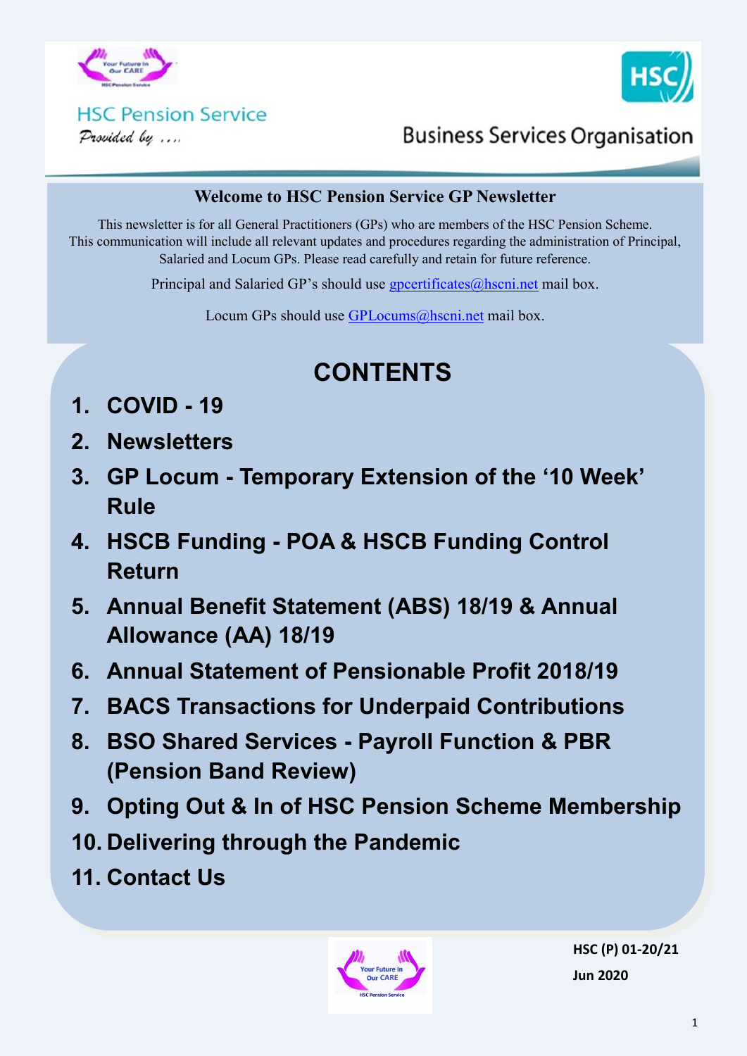HSC Pension Service

*Provided by ….*

Business Services Organisation

## Welcome to HSC Pension Service GP Newsletter

This newsletter is for all General Practitioners (GPs) who are members of the HSC Pension Scheme. This communication will include all relevant updates and procedures regarding the administration of Principal, Salaried and Locum GPs. Please read carefully and retain for future reference.

Principal and Salaried GP's should use gpcertificates@hscni.net mail box.

Locum GPs should use GPLocums@hscni.net mail box.

# CONTENTS

1. **COVID - 19**
2. **Newsletters**
3. **GP Locum - Temporary Extension of the '10 Week' Rule**
4. **HSCB Funding - POA & HSCB Funding Control Return**
5. **Annual Benefit Statement (ABS) 18/19 & Annual Allowance (AA) 18/19**
6. **Annual Statement of Pensionable Profit 2018/19**
7. **BACS Transactions for Underpaid Contributions**
8. **BSO Shared Services - Payroll Function & PBR (Pension Band Review)**
9. **Opting Out & In of HSC Pension Scheme Membership**
10. **Delivering through the Pandemic**
11. **Contact Us**

**HSC (P) 01-20/21**

**Jun 2020**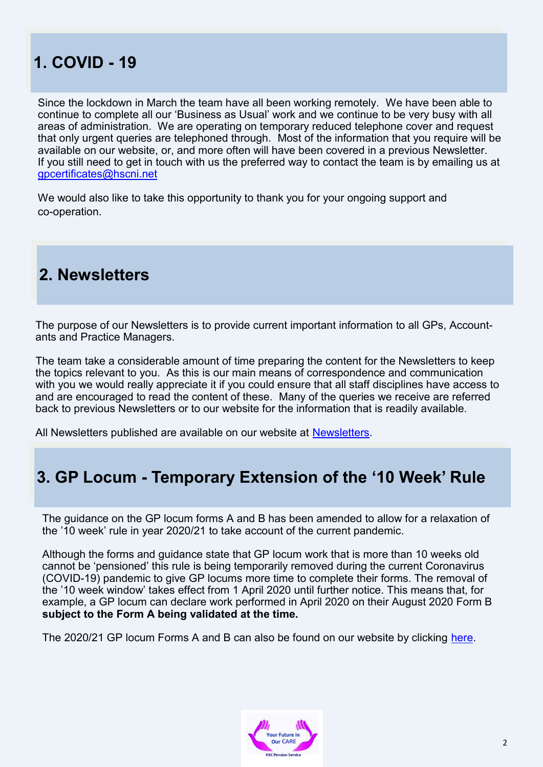## 1. COVID - 19

Since the lockdown in March the team have all been working remotely. We have been able to continue to complete all our 'Business as Usual' work and we continue to be very busy with all areas of administration. We are operating on temporary reduced telephone cover and request that only urgent queries are telephoned through. Most of the information that you require will be available on our website, or, and more often will have been covered in a previous Newsletter. If you still need to get in touch with us the preferred way to contact the team is by emailing us at gpcertificates@hscni.net

We would also like to take this opportunity to thank you for your ongoing support and co-operation.

## 2. Newsletters

The purpose of our Newsletters is to provide current important information to all GPs, Accountants and Practice Managers.

The team take a considerable amount of time preparing the content for the Newsletters to keep the topics relevant to you. As this is our main means of correspondence and communication with you we would really appreciate it if you could ensure that all staff disciplines have access to and are encouraged to read the content of these. Many of the queries we receive are referred back to previous Newsletters or to our website for the information that is readily available.

All Newsletters published are available on our website at Newsletters.

## 3. GP Locum - Temporary Extension of the '10 Week' Rule

The guidance on the GP locum forms A and B has been amended to allow for a relaxation of the '10 week' rule in year 2020/21 to take account of the current pandemic.

Although the forms and guidance state that GP locum work that is more than 10 weeks old cannot be 'pensioned' this rule is being temporarily removed during the current Coronavirus (COVID-19) pandemic to give GP locums more time to complete their forms. The removal of the '10 week window' takes effect from 1 April 2020 until further notice. This means that, for example, a GP locum can declare work performed in April 2020 on their August 2020 Form B **subject to the Form A being validated at the time.**

The 2020/21 GP locum Forms A and B can also be found on our website by clicking here.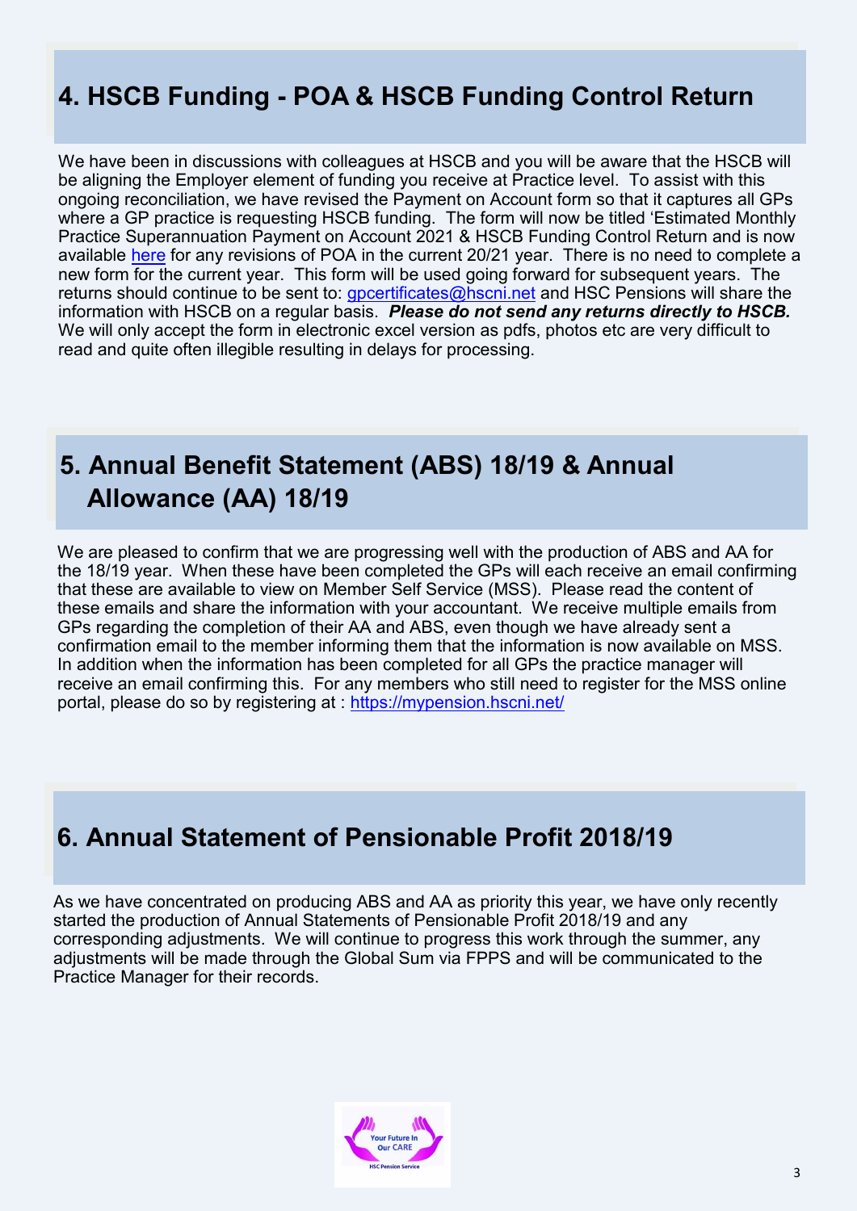## 4. HSCB Funding - POA & HSCB Funding Control Return

We have been in discussions with colleagues at HSCB and you will be aware that the HSCB will be aligning the Employer element of funding you receive at Practice level. To assist with this ongoing reconciliation, we have revised the Payment on Account form so that it captures all GPs where a GP practice is requesting HSCB funding. The form will now be titled 'Estimated Monthly Practice Superannuation Payment on Account 2021 & HSCB Funding Control Return and is now available here for any revisions of POA in the current 20/21 year. There is no need to complete a new form for the current year. This form will be used going forward for subsequent years. The returns should continue to be sent to: gpcertificates@hscni.net and HSC Pensions will share the information with HSCB on a regular basis. ***Please do not send any returns directly to HSCB.*** We will only accept the form in electronic excel version as pdfs, photos etc are very difficult to read and quite often illegible resulting in delays for processing.

## 5. Annual Benefit Statement (ABS) 18/19 & Annual Allowance (AA) 18/19

We are pleased to confirm that we are progressing well with the production of ABS and AA for the 18/19 year. When these have been completed the GPs will each receive an email confirming that these are available to view on Member Self Service (MSS). Please read the content of these emails and share the information with your accountant. We receive multiple emails from GPs regarding the completion of their AA and ABS, even though we have already sent a confirmation email to the member informing them that the information is now available on MSS. In addition when the information has been completed for all GPs the practice manager will receive an email confirming this. For any members who still need to register for the MSS online portal, please do so by registering at : https://mypension.hscni.net/

## 6. Annual Statement of Pensionable Profit 2018/19

As we have concentrated on producing ABS and AA as priority this year, we have only recently started the production of Annual Statements of Pensionable Profit 2018/19 and any corresponding adjustments. We will continue to progress this work through the summer, any adjustments will be made through the Global Sum via FPPS and will be communicated to the Practice Manager for their records.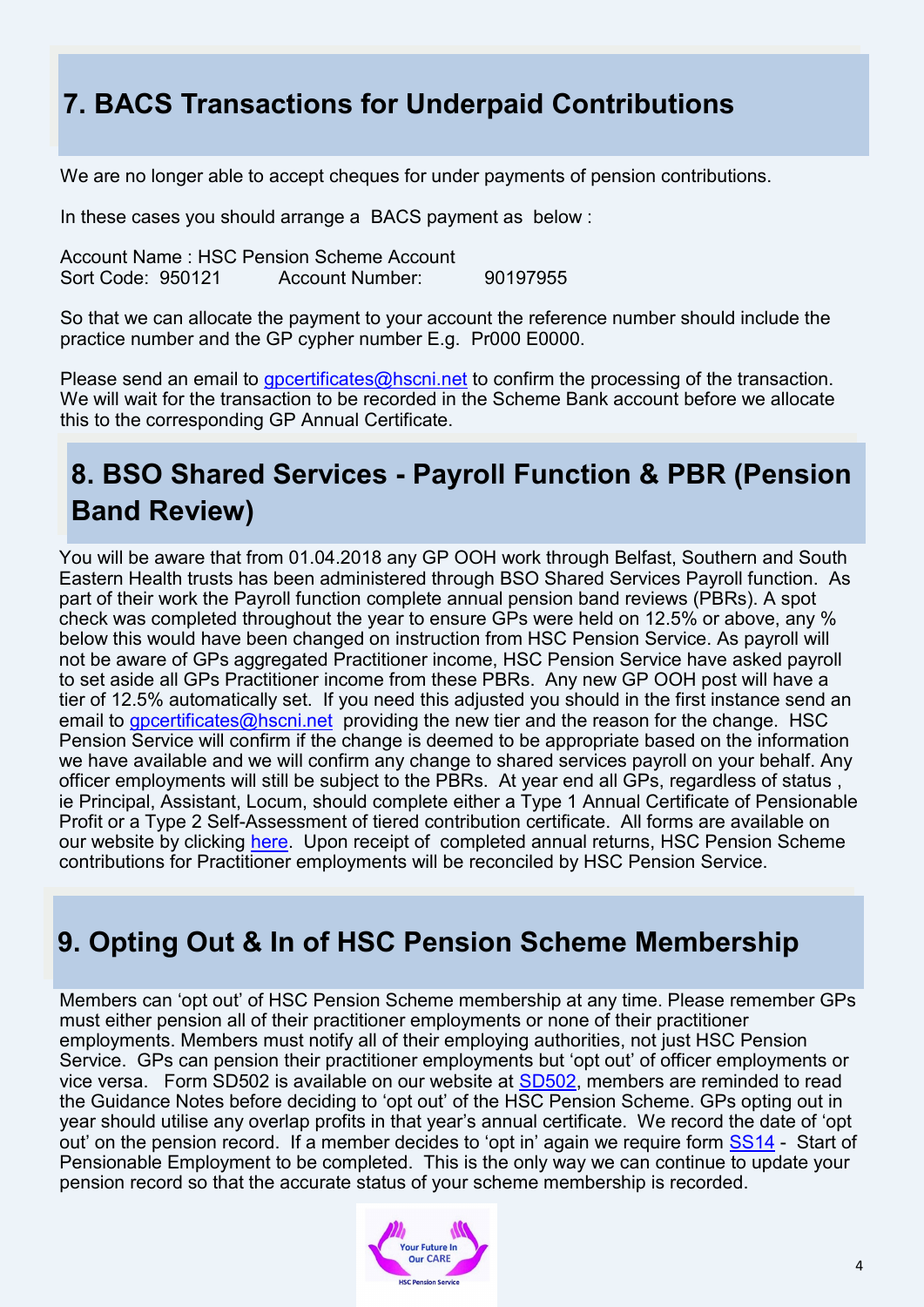## 7. BACS Transactions for Underpaid Contributions

We are no longer able to accept cheques for under payments of pension contributions.

In these cases you should arrange a BACS payment as below :

Account Name : HSC Pension Scheme Account
Sort Code: 950121 Account Number: 90197955

So that we can allocate the payment to your account the reference number should include the practice number and the GP cypher number E.g. Pr000 E0000.

Please send an email to gpcertificates@hscni.net to confirm the processing of the transaction. We will wait for the transaction to be recorded in the Scheme Bank account before we allocate this to the corresponding GP Annual Certificate.

## 8. BSO Shared Services - Payroll Function & PBR (Pension Band Review)

You will be aware that from 01.04.2018 any GP OOH work through Belfast, Southern and South Eastern Health trusts has been administered through BSO Shared Services Payroll function. As part of their work the Payroll function complete annual pension band reviews (PBRs). A spot check was completed throughout the year to ensure GPs were held on 12.5% or above, any % below this would have been changed on instruction from HSC Pension Service. As payroll will not be aware of GPs aggregated Practitioner income, HSC Pension Service have asked payroll to set aside all GPs Practitioner income from these PBRs. Any new GP OOH post will have a tier of 12.5% automatically set. If you need this adjusted you should in the first instance send an email to gpcertificates@hscni.net providing the new tier and the reason for the change. HSC Pension Service will confirm if the change is deemed to be appropriate based on the information we have available and we will confirm any change to shared services payroll on your behalf. Any officer employments will still be subject to the PBRs. At year end all GPs, regardless of status , ie Principal, Assistant, Locum, should complete either a Type 1 Annual Certificate of Pensionable Profit or a Type 2 Self-Assessment of tiered contribution certificate. All forms are available on our website by clicking here. Upon receipt of completed annual returns, HSC Pension Scheme contributions for Practitioner employments will be reconciled by HSC Pension Service.

## 9. Opting Out & In of HSC Pension Scheme Membership

Members can 'opt out' of HSC Pension Scheme membership at any time. Please remember GPs must either pension all of their practitioner employments or none of their practitioner employments. Members must notify all of their employing authorities, not just HSC Pension Service. GPs can pension their practitioner employments but 'opt out' of officer employments or vice versa. Form SD502 is available on our website at SD502, members are reminded to read the Guidance Notes before deciding to 'opt out' of the HSC Pension Scheme. GPs opting out in year should utilise any overlap profits in that year's annual certificate. We record the date of 'opt out' on the pension record. If a member decides to 'opt in' again we require form SS14 - Start of Pensionable Employment to be completed. This is the only way we can continue to update your pension record so that the accurate status of your scheme membership is recorded.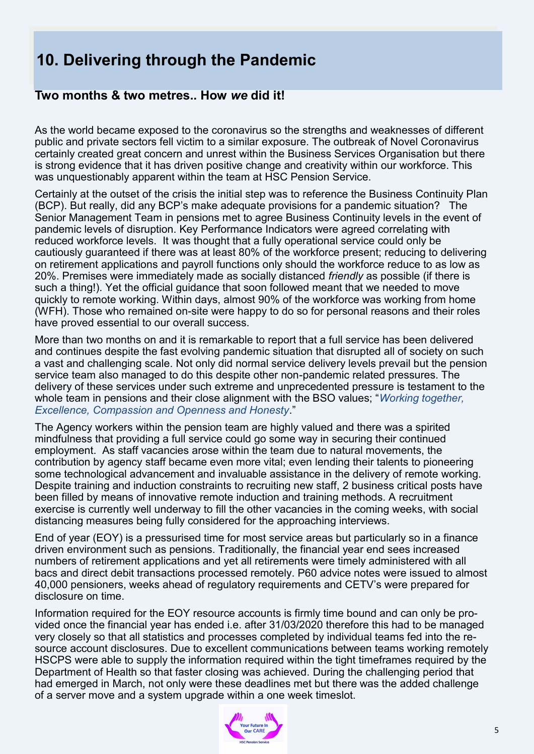# 10. Delivering through the Pandemic

**Two months & two metres.. How *we* did it!**

As the world became exposed to the coronavirus so the strengths and weaknesses of different public and private sectors fell victim to a similar exposure. The outbreak of Novel Coronavirus certainly created great concern and unrest within the Business Services Organisation but there is strong evidence that it has driven positive change and creativity within our workforce. This was unquestionably apparent within the team at HSC Pension Service.

Certainly at the outset of the crisis the initial step was to reference the Business Continuity Plan (BCP). But really, did any BCP's make adequate provisions for a pandemic situation? The Senior Management Team in pensions met to agree Business Continuity levels in the event of pandemic levels of disruption. Key Performance Indicators were agreed correlating with reduced workforce levels. It was thought that a fully operational service could only be cautiously guaranteed if there was at least 80% of the workforce present; reducing to delivering on retirement applications and payroll functions only should the workforce reduce to as low as 20%. Premises were immediately made as socially distanced *friendly* as possible (if there is such a thing!). Yet the official guidance that soon followed meant that we needed to move quickly to remote working. Within days, almost 90% of the workforce was working from home (WFH). Those who remained on-site were happy to do so for personal reasons and their roles have proved essential to our overall success.

More than two months on and it is remarkable to report that a full service has been delivered and continues despite the fast evolving pandemic situation that disrupted all of society on such a vast and challenging scale. Not only did normal service delivery levels prevail but the pension service team also managed to do this despite other non-pandemic related pressures. The delivery of these services under such extreme and unprecedented pressure is testament to the whole team in pensions and their close alignment with the BSO values; "*Working together, Excellence, Compassion and Openness and Honesty*."

The Agency workers within the pension team are highly valued and there was a spirited mindfulness that providing a full service could go some way in securing their continued employment. As staff vacancies arose within the team due to natural movements, the contribution by agency staff became even more vital; even lending their talents to pioneering some technological advancement and invaluable assistance in the delivery of remote working. Despite training and induction constraints to recruiting new staff, 2 business critical posts have been filled by means of innovative remote induction and training methods. A recruitment exercise is currently well underway to fill the other vacancies in the coming weeks, with social distancing measures being fully considered for the approaching interviews.

End of year (EOY) is a pressurised time for most service areas but particularly so in a finance driven environment such as pensions. Traditionally, the financial year end sees increased numbers of retirement applications and yet all retirements were timely administered with all bacs and direct debit transactions processed remotely. P60 advice notes were issued to almost 40,000 pensioners, weeks ahead of regulatory requirements and CETV's were prepared for disclosure on time.

Information required for the EOY resource accounts is firmly time bound and can only be provided once the financial year has ended i.e. after 31/03/2020 therefore this had to be managed very closely so that all statistics and processes completed by individual teams fed into the resource account disclosures. Due to excellent communications between teams working remotely HSCPS were able to supply the information required within the tight timeframes required by the Department of Health so that faster closing was achieved. During the challenging period that had emerged in March, not only were these deadlines met but there was the added challenge of a server move and a system upgrade within a one week timeslot.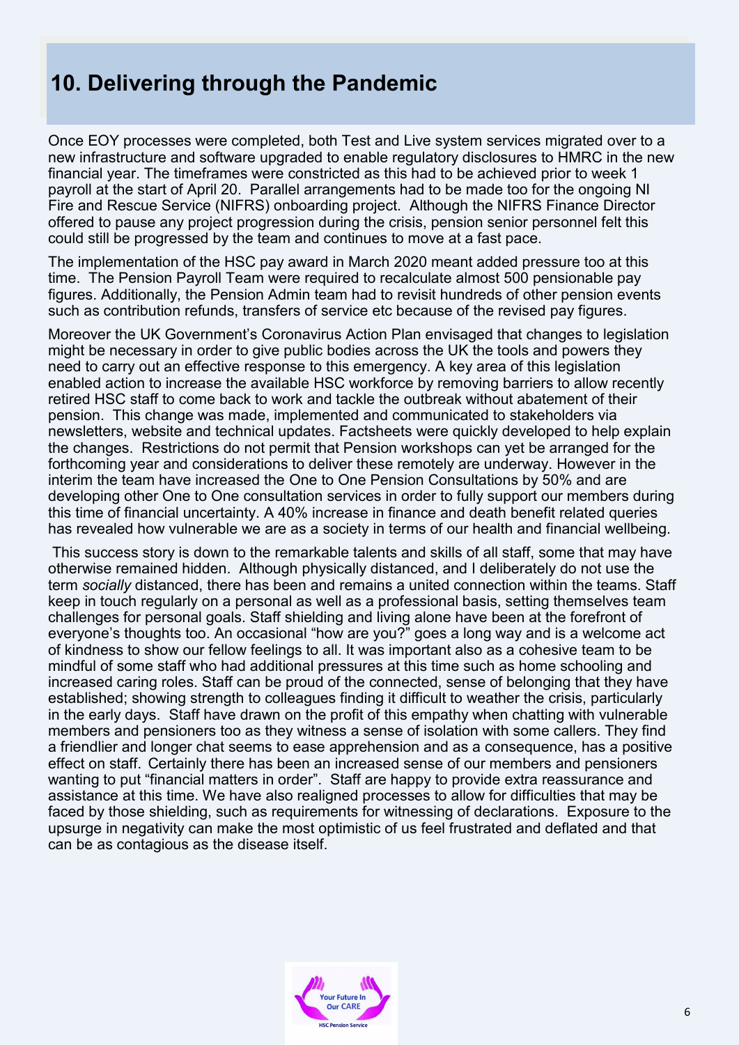## 10. Delivering through the Pandemic

Once EOY processes were completed, both Test and Live system services migrated over to a new infrastructure and software upgraded to enable regulatory disclosures to HMRC in the new financial year. The timeframes were constricted as this had to be achieved prior to week 1 payroll at the start of April 20. Parallel arrangements had to be made too for the ongoing NI Fire and Rescue Service (NIFRS) onboarding project. Although the NIFRS Finance Director offered to pause any project progression during the crisis, pension senior personnel felt this could still be progressed by the team and continues to move at a fast pace.

The implementation of the HSC pay award in March 2020 meant added pressure too at this time. The Pension Payroll Team were required to recalculate almost 500 pensionable pay figures. Additionally, the Pension Admin team had to revisit hundreds of other pension events such as contribution refunds, transfers of service etc because of the revised pay figures.

Moreover the UK Government's Coronavirus Action Plan envisaged that changes to legislation might be necessary in order to give public bodies across the UK the tools and powers they need to carry out an effective response to this emergency. A key area of this legislation enabled action to increase the available HSC workforce by removing barriers to allow recently retired HSC staff to come back to work and tackle the outbreak without abatement of their pension. This change was made, implemented and communicated to stakeholders via newsletters, website and technical updates. Factsheets were quickly developed to help explain the changes. Restrictions do not permit that Pension workshops can yet be arranged for the forthcoming year and considerations to deliver these remotely are underway. However in the interim the team have increased the One to One Pension Consultations by 50% and are developing other One to One consultation services in order to fully support our members during this time of financial uncertainty. A 40% increase in finance and death benefit related queries has revealed how vulnerable we are as a society in terms of our health and financial wellbeing.

This success story is down to the remarkable talents and skills of all staff, some that may have otherwise remained hidden. Although physically distanced, and I deliberately do not use the term *socially* distanced, there has been and remains a united connection within the teams. Staff keep in touch regularly on a personal as well as a professional basis, setting themselves team challenges for personal goals. Staff shielding and living alone have been at the forefront of everyone's thoughts too. An occasional "how are you?" goes a long way and is a welcome act of kindness to show our fellow feelings to all. It was important also as a cohesive team to be mindful of some staff who had additional pressures at this time such as home schooling and increased caring roles. Staff can be proud of the connected, sense of belonging that they have established; showing strength to colleagues finding it difficult to weather the crisis, particularly in the early days. Staff have drawn on the profit of this empathy when chatting with vulnerable members and pensioners too as they witness a sense of isolation with some callers. They find a friendlier and longer chat seems to ease apprehension and as a consequence, has a positive effect on staff. Certainly there has been an increased sense of our members and pensioners wanting to put "financial matters in order". Staff are happy to provide extra reassurance and assistance at this time. We have also realigned processes to allow for difficulties that may be faced by those shielding, such as requirements for witnessing of declarations. Exposure to the upsurge in negativity can make the most optimistic of us feel frustrated and deflated and that can be as contagious as the disease itself.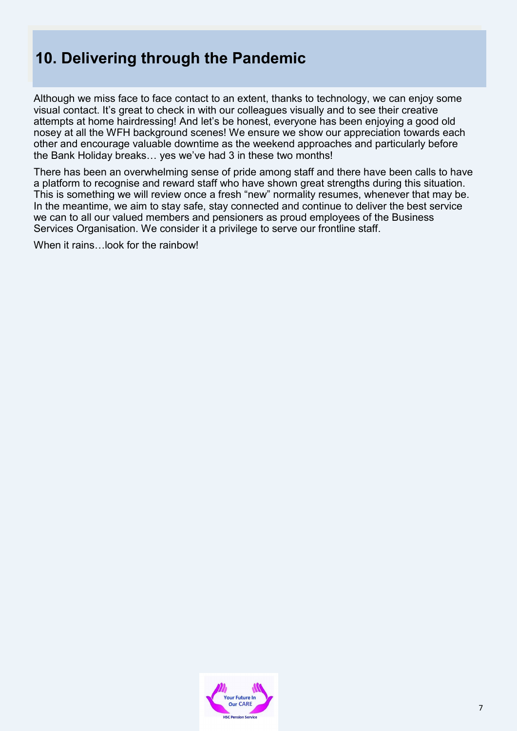## 10. Delivering through the Pandemic

Although we miss face to face contact to an extent, thanks to technology, we can enjoy some visual contact. It's great to check in with our colleagues visually and to see their creative attempts at home hairdressing! And let's be honest, everyone has been enjoying a good old nosey at all the WFH background scenes! We ensure we show our appreciation towards each other and encourage valuable downtime as the weekend approaches and particularly before the Bank Holiday breaks… yes we've had 3 in these two months!

There has been an overwhelming sense of pride among staff and there have been calls to have a platform to recognise and reward staff who have shown great strengths during this situation. This is something we will review once a fresh "new" normality resumes, whenever that may be. In the meantime, we aim to stay safe, stay connected and continue to deliver the best service we can to all our valued members and pensioners as proud employees of the Business Services Organisation. We consider it a privilege to serve our frontline staff.

When it rains…look for the rainbow!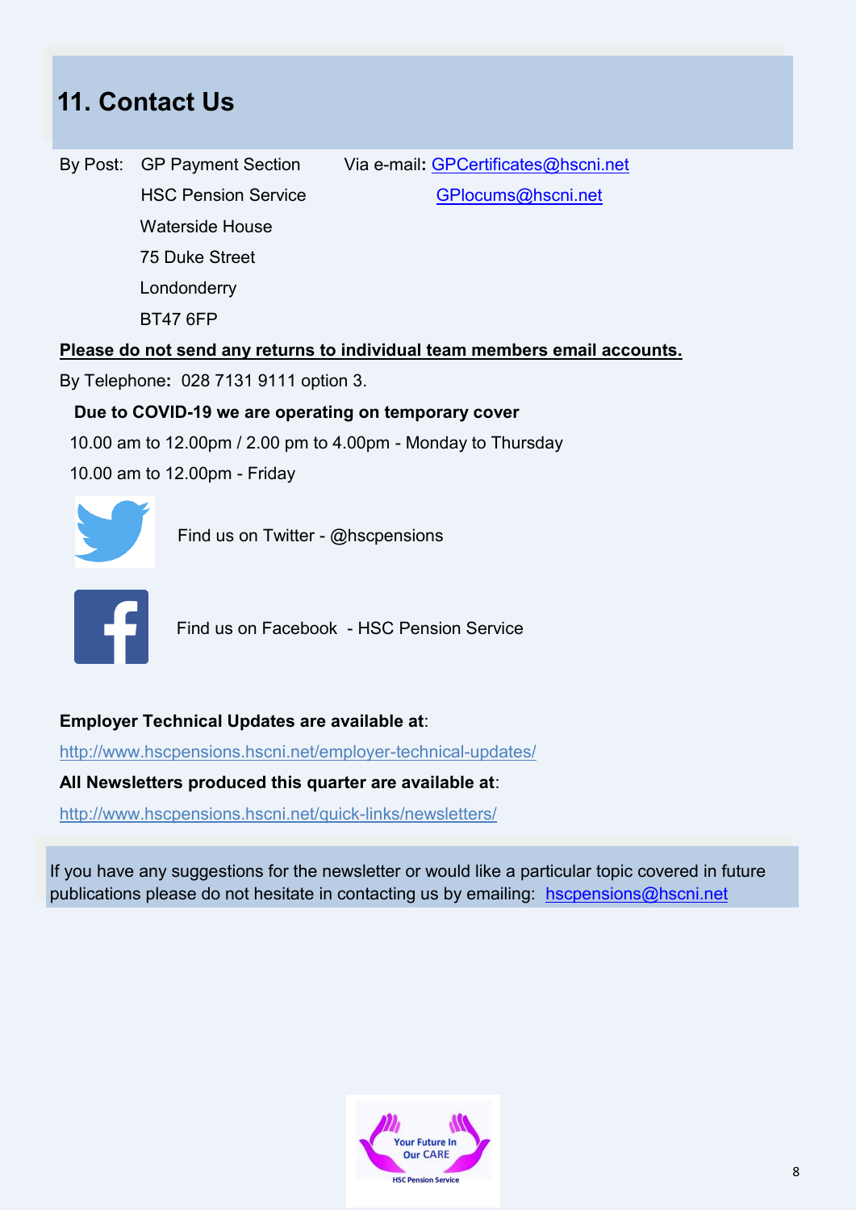## 11. Contact Us

By Post: GP Payment Section
HSC Pension Service
Waterside House
75 Duke Street
Londonderry
BT47 6FP

Via e-mail: GPCertificates@hscni.net
GPlocums@hscni.net

**Please do not send any returns to individual team members email accounts.**

By Telephone**:** 028 7131 9111 option 3.

**Due to COVID-19 we are operating on temporary cover**

10.00 am to 12.00pm / 2.00 pm to 4.00pm - Monday to Thursday

10.00 am to 12.00pm - Friday

Find us on Twitter - @hscpensions

Find us on Facebook - HSC Pension Service

**Employer Technical Updates are available at**:

http://www.hscpensions.hscni.net/employer-technical-updates/

**All Newsletters produced this quarter are available at**:

http://www.hscpensions.hscni.net/quick-links/newsletters/

If you have any suggestions for the newsletter or would like a particular topic covered in future publications please do not hesitate in contacting us by emailing: hscpensions@hscni.net

Your Future In Our CARE

HSC Pension Service